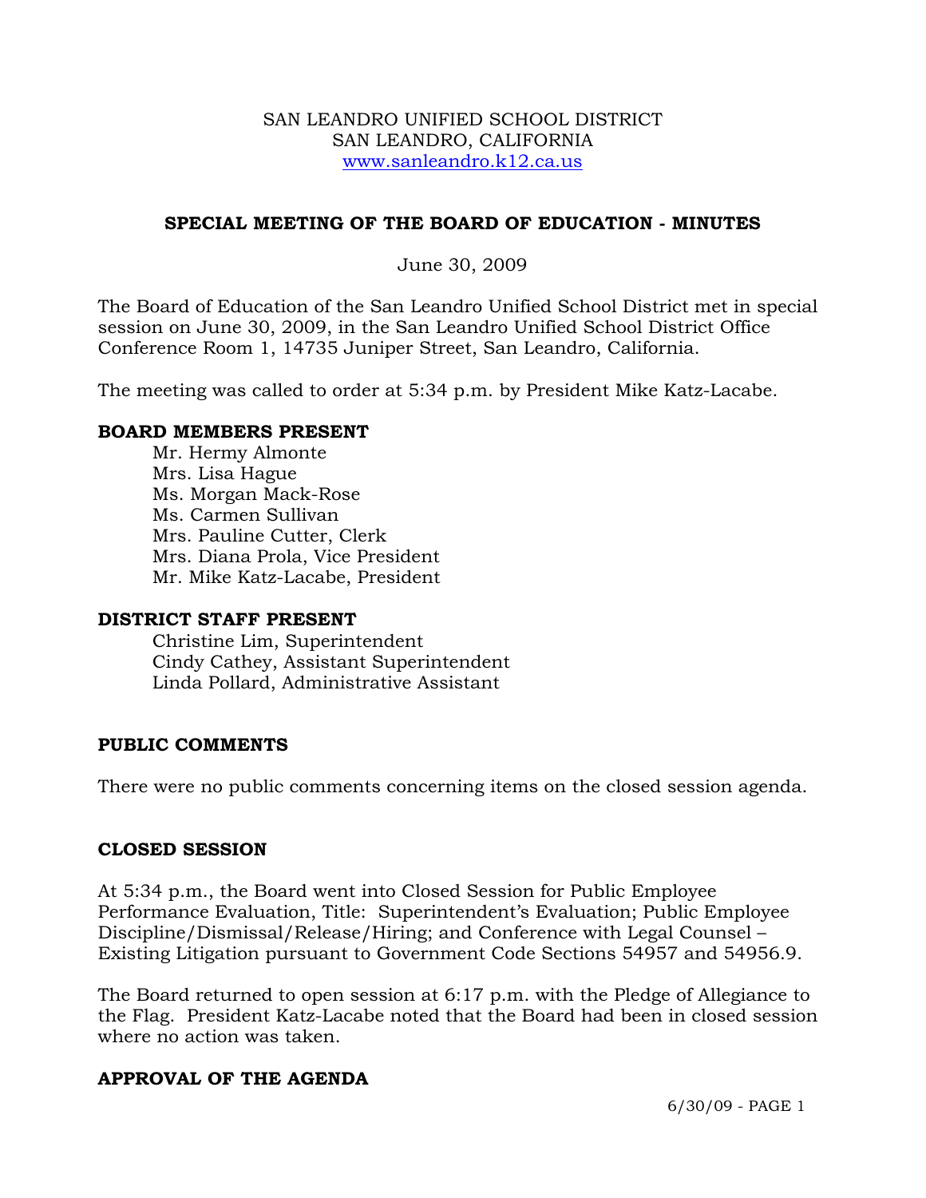SAN LEANDRO UNIFIED SCHOOL DISTRICT
SAN LEANDRO, CALIFORNIA
www.sanleandro.k12.ca.us

## SPECIAL MEETING OF THE BOARD OF EDUCATION - MINUTES

June 30, 2009

The Board of Education of the San Leandro Unified School District met in special session on June 30, 2009, in the San Leandro Unified School District Office Conference Room 1, 14735 Juniper Street, San Leandro, California.

The meeting was called to order at 5:34 p.m. by President Mike Katz-Lacabe.

### BOARD MEMBERS PRESENT

Mr. Hermy Almonte
Mrs. Lisa Hague
Ms. Morgan Mack-Rose
Ms. Carmen Sullivan
Mrs. Pauline Cutter, Clerk
Mrs. Diana Prola, Vice President
Mr. Mike Katz-Lacabe, President

### DISTRICT STAFF PRESENT

Christine Lim, Superintendent
Cindy Cathey, Assistant Superintendent
Linda Pollard, Administrative Assistant

### PUBLIC COMMENTS

There were no public comments concerning items on the closed session agenda.

### CLOSED SESSION

At 5:34 p.m., the Board went into Closed Session for Public Employee Performance Evaluation, Title: Superintendent's Evaluation; Public Employee Discipline/Dismissal/Release/Hiring; and Conference with Legal Counsel – Existing Litigation pursuant to Government Code Sections 54957 and 54956.9.

The Board returned to open session at 6:17 p.m. with the Pledge of Allegiance to the Flag. President Katz-Lacabe noted that the Board had been in closed session where no action was taken.

### APPROVAL OF THE AGENDA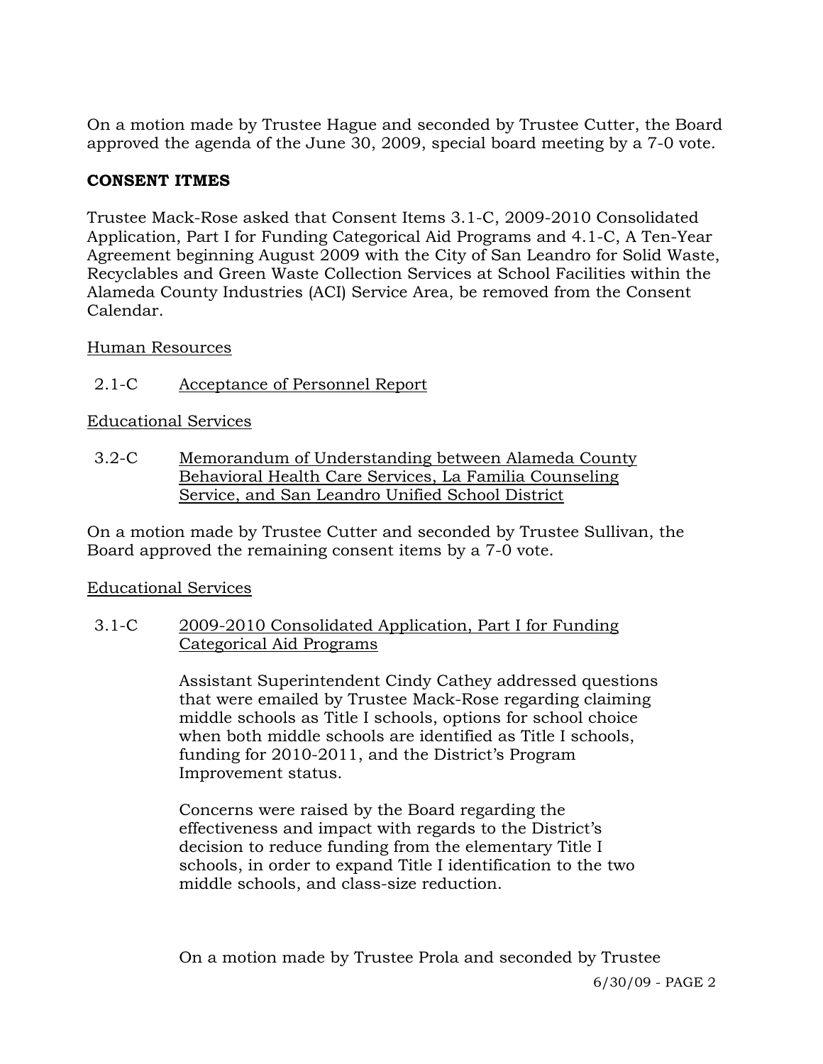On a motion made by Trustee Hague and seconded by Trustee Cutter, the Board approved the agenda of the June 30, 2009, special board meeting by a 7-0 vote.

**CONSENT ITMES**

Trustee Mack-Rose asked that Consent Items 3.1-C, 2009-2010 Consolidated Application, Part I for Funding Categorical Aid Programs and 4.1-C, A Ten-Year Agreement beginning August 2009 with the City of San Leandro for Solid Waste, Recyclables and Green Waste Collection Services at School Facilities within the Alameda County Industries (ACI) Service Area, be removed from the Consent Calendar.

<u>Human Resources</u>

2.1-C <u>Acceptance of Personnel Report</u>

<u>Educational Services</u>

3.2-C <u>Memorandum of Understanding between Alameda County Behavioral Health Care Services, La Familia Counseling Service, and San Leandro Unified School District</u>

On a motion made by Trustee Cutter and seconded by Trustee Sullivan, the Board approved the remaining consent items by a 7-0 vote.

<u>Educational Services</u>

3.1-C <u>2009-2010 Consolidated Application, Part I for Funding Categorical Aid Programs</u>

Assistant Superintendent Cindy Cathey addressed questions that were emailed by Trustee Mack-Rose regarding claiming middle schools as Title I schools, options for school choice when both middle schools are identified as Title I schools, funding for 2010-2011, and the District's Program Improvement status.

Concerns were raised by the Board regarding the effectiveness and impact with regards to the District's decision to reduce funding from the elementary Title I schools, in order to expand Title I identification to the two middle schools, and class-size reduction.

On a motion made by Trustee Prola and seconded by Trustee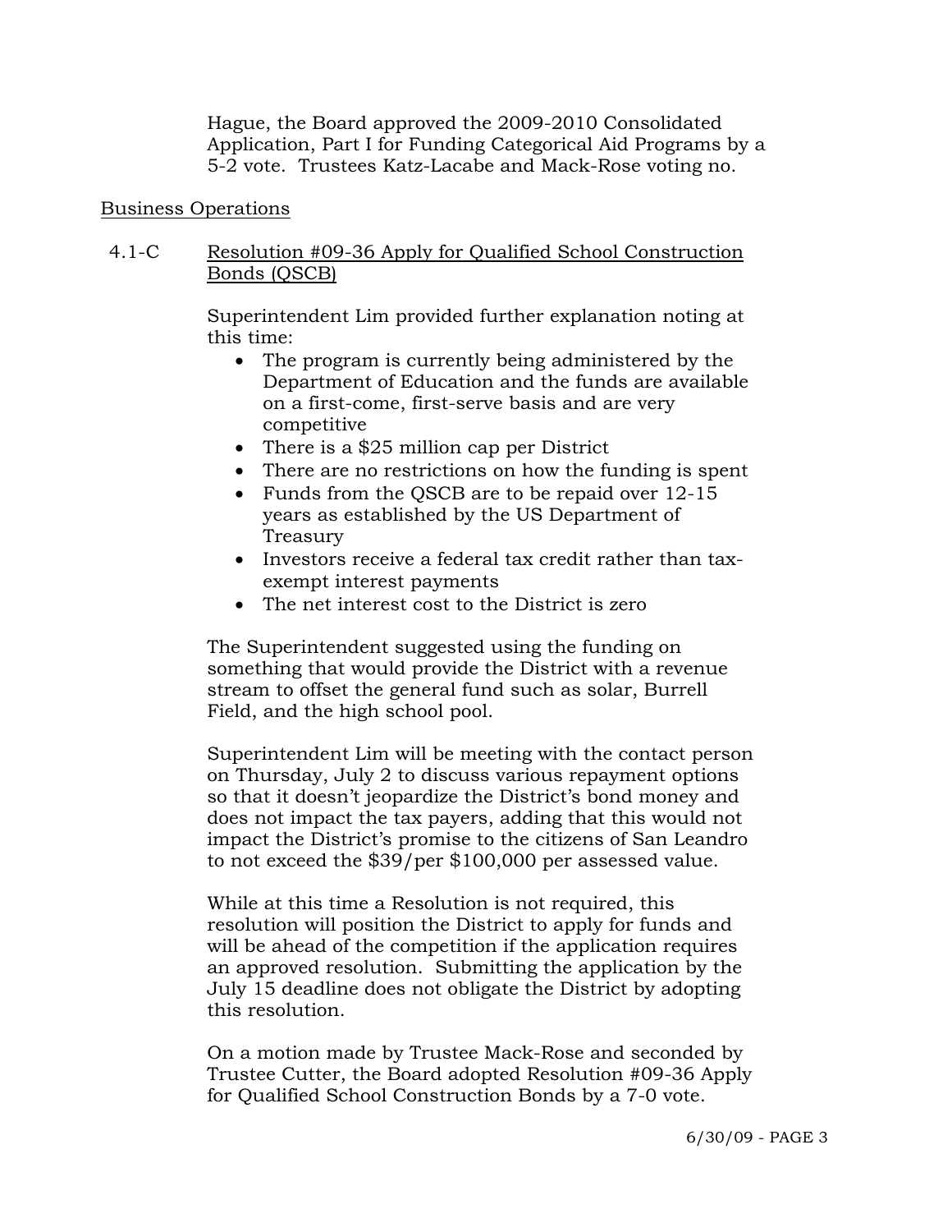Hague, the Board approved the 2009-2010 Consolidated Application, Part I for Funding Categorical Aid Programs by a 5-2 vote. Trustees Katz-Lacabe and Mack-Rose voting no.

Business Operations

4.1-C Resolution #09-36 Apply for Qualified School Construction Bonds (QSCB)

Superintendent Lim provided further explanation noting at this time:

- The program is currently being administered by the Department of Education and the funds are available on a first-come, first-serve basis and are very competitive
- There is a $25 million cap per District
- There are no restrictions on how the funding is spent
- Funds from the QSCB are to be repaid over 12-15 years as established by the US Department of Treasury
- Investors receive a federal tax credit rather than tax-exempt interest payments
- The net interest cost to the District is zero

The Superintendent suggested using the funding on something that would provide the District with a revenue stream to offset the general fund such as solar, Burrell Field, and the high school pool.

Superintendent Lim will be meeting with the contact person on Thursday, July 2 to discuss various repayment options so that it doesn't jeopardize the District's bond money and does not impact the tax payers, adding that this would not impact the District's promise to the citizens of San Leandro to not exceed the $39/per $100,000 per assessed value.

While at this time a Resolution is not required, this resolution will position the District to apply for funds and will be ahead of the competition if the application requires an approved resolution. Submitting the application by the July 15 deadline does not obligate the District by adopting this resolution.

On a motion made by Trustee Mack-Rose and seconded by Trustee Cutter, the Board adopted Resolution #09-36 Apply for Qualified School Construction Bonds by a 7-0 vote.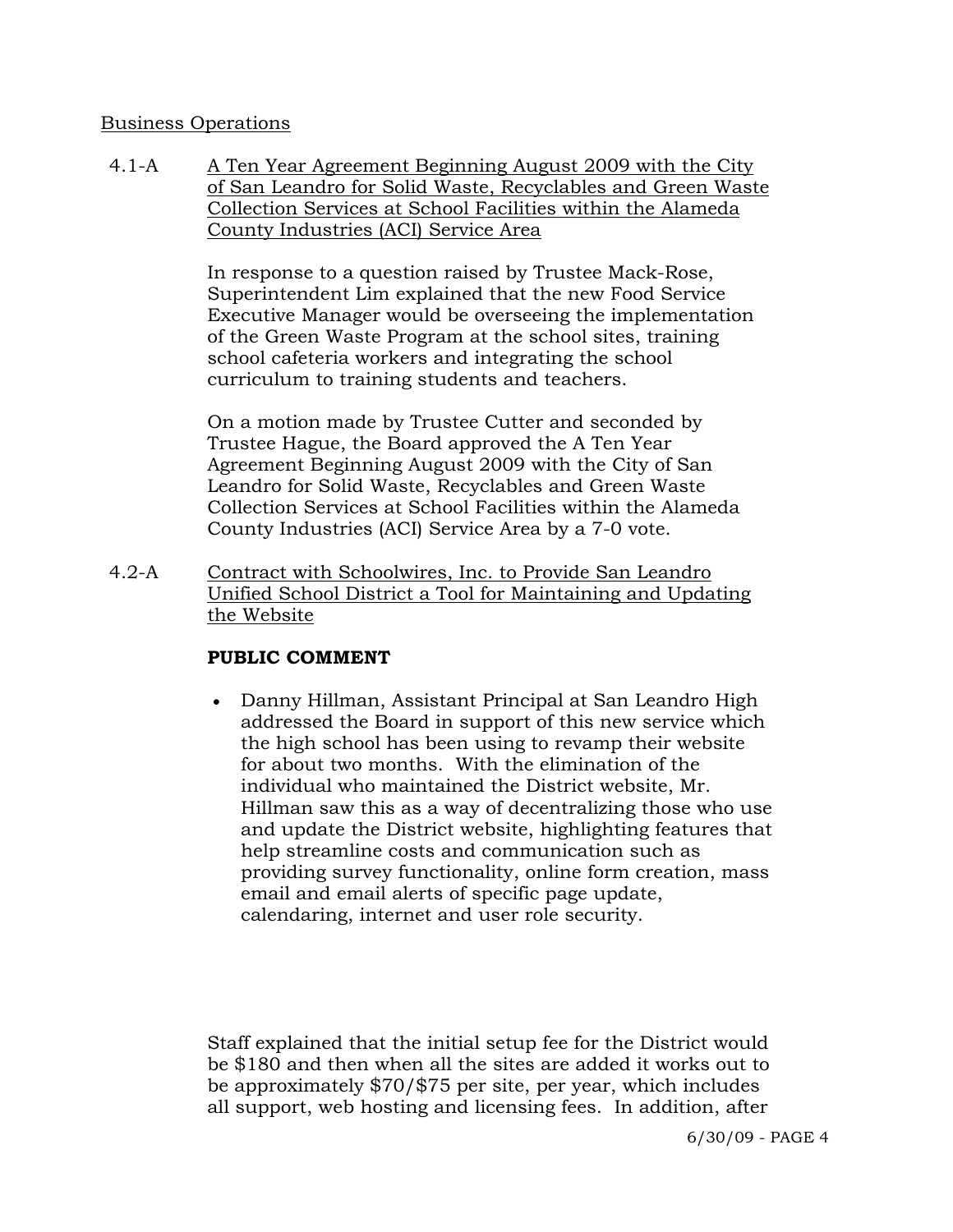Business Operations

4.1-A A Ten Year Agreement Beginning August 2009 with the City of San Leandro for Solid Waste, Recyclables and Green Waste Collection Services at School Facilities within the Alameda County Industries (ACI) Service Area

In response to a question raised by Trustee Mack-Rose, Superintendent Lim explained that the new Food Service Executive Manager would be overseeing the implementation of the Green Waste Program at the school sites, training school cafeteria workers and integrating the school curriculum to training students and teachers.

On a motion made by Trustee Cutter and seconded by Trustee Hague, the Board approved the A Ten Year Agreement Beginning August 2009 with the City of San Leandro for Solid Waste, Recyclables and Green Waste Collection Services at School Facilities within the Alameda County Industries (ACI) Service Area by a 7-0 vote.

4.2-A Contract with Schoolwires, Inc. to Provide San Leandro Unified School District a Tool for Maintaining and Updating the Website

**PUBLIC COMMENT**

- Danny Hillman, Assistant Principal at San Leandro High addressed the Board in support of this new service which the high school has been using to revamp their website for about two months. With the elimination of the individual who maintained the District website, Mr. Hillman saw this as a way of decentralizing those who use and update the District website, highlighting features that help streamline costs and communication such as providing survey functionality, online form creation, mass email and email alerts of specific page update, calendaring, internet and user role security.

Staff explained that the initial setup fee for the District would be $180 and then when all the sites are added it works out to be approximately $70/$75 per site, per year, which includes all support, web hosting and licensing fees. In addition, after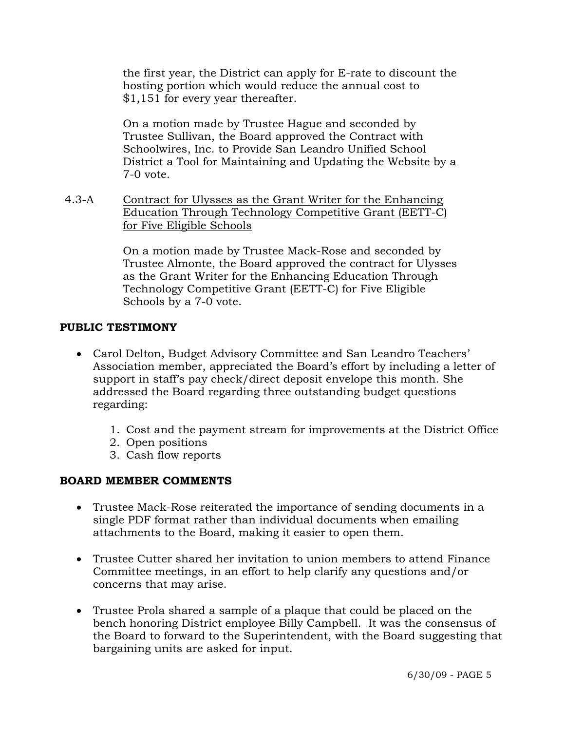the first year, the District can apply for E-rate to discount the hosting portion which would reduce the annual cost to $1,151 for every year thereafter.

On a motion made by Trustee Hague and seconded by Trustee Sullivan, the Board approved the Contract with Schoolwires, Inc. to Provide San Leandro Unified School District a Tool for Maintaining and Updating the Website by a 7-0 vote.

4.3-A Contract for Ulysses as the Grant Writer for the Enhancing Education Through Technology Competitive Grant (EETT-C) for Five Eligible Schools

On a motion made by Trustee Mack-Rose and seconded by Trustee Almonte, the Board approved the contract for Ulysses as the Grant Writer for the Enhancing Education Through Technology Competitive Grant (EETT-C) for Five Eligible Schools by a 7-0 vote.

**PUBLIC TESTIMONY**

- Carol Delton, Budget Advisory Committee and San Leandro Teachers' Association member, appreciated the Board's effort by including a letter of support in staff's pay check/direct deposit envelope this month. She addressed the Board regarding three outstanding budget questions regarding:

    1. Cost and the payment stream for improvements at the District Office
    2. Open positions
    3. Cash flow reports

**BOARD MEMBER COMMENTS**

- Trustee Mack-Rose reiterated the importance of sending documents in a single PDF format rather than individual documents when emailing attachments to the Board, making it easier to open them.

- Trustee Cutter shared her invitation to union members to attend Finance Committee meetings, in an effort to help clarify any questions and/or concerns that may arise.

- Trustee Prola shared a sample of a plaque that could be placed on the bench honoring District employee Billy Campbell. It was the consensus of the Board to forward to the Superintendent, with the Board suggesting that bargaining units are asked for input.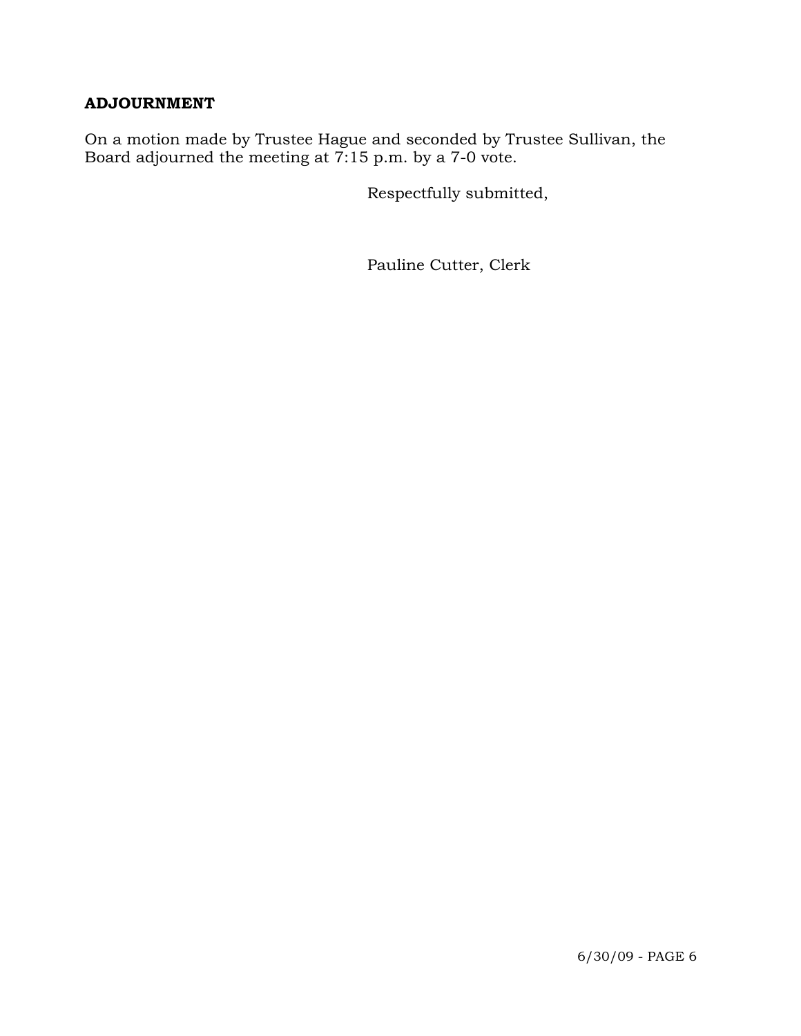**ADJOURNMENT**

On a motion made by Trustee Hague and seconded by Trustee Sullivan, the Board adjourned the meeting at 7:15 p.m. by a 7-0 vote.

Respectfully submitted,

Pauline Cutter, Clerk